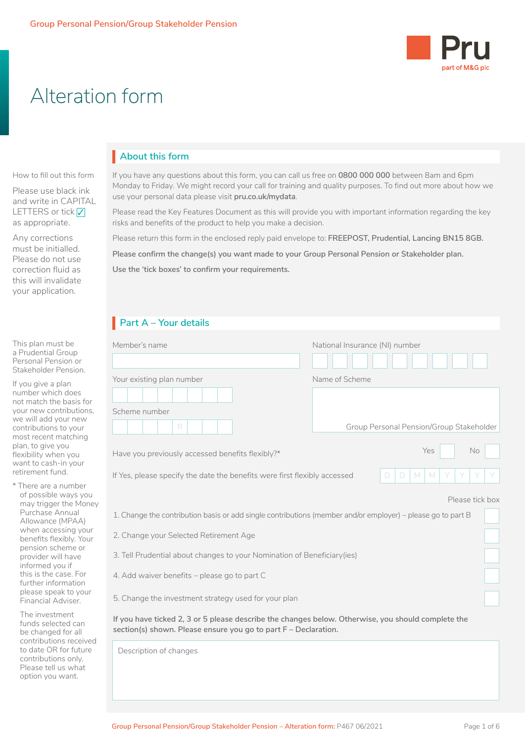Group Personal Pension/Group Stakeholder Pension

Pru
part of M&G plc

# Alteration form

How to fill out this form

Please use black ink and write in CAPITAL LETTERS or tick ☑ as appropriate.

Any corrections must be initialled. Please do not use correction fluid as this will invalidate your application.

## About this form

If you have any questions about this form, you can call us free on **0800 000 000** between 8am and 6pm Monday to Friday. We might record your call for training and quality purposes. To find out more about how we use your personal data please visit **pru.co.uk/mydata**.

Please read the Key Features Document as this will provide you with important information regarding the key risks and benefits of the product to help you make a decision.

Please return this form in the enclosed reply paid envelope to: **FREEPOST, Prudential, Lancing BN15 8GB.**

**Please confirm the change(s) you want made to your Group Personal Pension or Stakeholder plan.**

**Use the 'tick boxes' to confirm your requirements.**

## Part A – Your details

This plan must be a Prudential Group Personal Pension or Stakeholder Pension.

If you give a plan number which does not match the basis for your new contributions, we will add your new contributions to your most recent matching plan, to give you flexibility when you want to cash-in your retirement fund.

\* There are a number of possible ways you may trigger the Money Purchase Annual Allowance (MPAA) when accessing your benefits flexibly. Your pension scheme or provider will have informed you if this is the case. For further information please speak to your Financial Adviser.

The investment funds selected can be changed for all contributions received to date OR for future contributions only. Please tell us what option you want.

Member's name

National Insurance (NI) number

Your existing plan number

Scheme number R

Name of Scheme

Group Personal Pension/Group Stakeholder

Have you previously accessed benefits flexibly?* Yes ☐ No ☐

If Yes, please specify the date the benefits were first flexibly accessed D D M M Y Y Y Y

| | Please tick box |
|---|---|
| 1. Change the contribution basis or add single contributions (member and/or employer) – please go to part B | ☐ |
| 2. Change your Selected Retirement Age | ☐ |
| 3. Tell Prudential about changes to your Nomination of Beneficiary(ies) | ☐ |
| 4. Add waiver benefits – please go to part C | ☐ |
| 5. Change the investment strategy used for your plan | ☐ |

**If you have ticked 2, 3 or 5 please describe the changes below. Otherwise, you should complete the section(s) shown. Please ensure you go to part F – Declaration.**

Description of changes

Group Personal Pension/Group Stakeholder Pension – Alteration form: P467 06/2021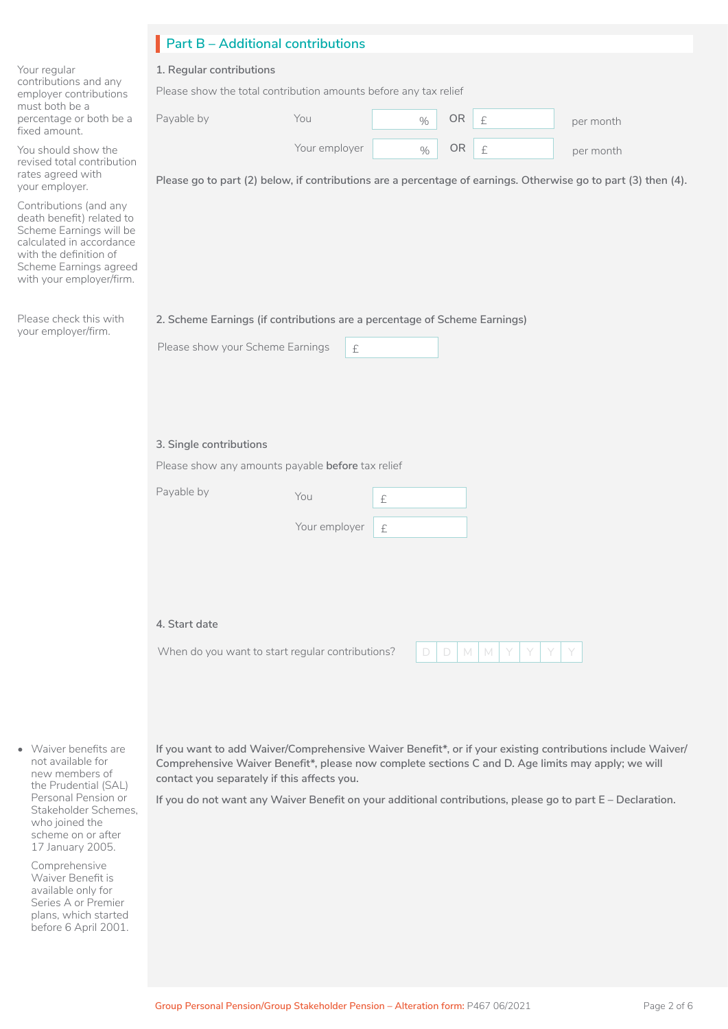## Part B – Additional contributions

Your regular contributions and any employer contributions must both be a percentage or both be a fixed amount.

You should show the revised total contribution rates agreed with your employer.

Contributions (and any death benefit) related to Scheme Earnings will be calculated in accordance with the definition of Scheme Earnings agreed with your employer/firm.

### 1. Regular contributions

Please show the total contribution amounts before any tax relief

| Payable by | | | | | |
|---|---|---|---|---|---|
| | You | % | OR | £ | per month |
| | Your employer | % | OR | £ | per month |

**Please go to part (2) below, if contributions are a percentage of earnings. Otherwise go to part (3) then (4).**

Please check this with your employer/firm.

### 2. Scheme Earnings (if contributions are a percentage of Scheme Earnings)

Please show your Scheme Earnings £

### 3. Single contributions

Please show any amounts payable **before** tax relief

| Payable by | | |
|---|---|---|
| | You | £ |
| | Your employer | £ |

### 4. Start date

When do you want to start regular contributions? D D M M Y Y Y Y

- Waiver benefits are not available for new members of the Prudential (SAL) Personal Pension or Stakeholder Schemes, who joined the scheme on or after 17 January 2005.

  Comprehensive Waiver Benefit is available only for Series A or Premier plans, which started before 6 April 2001.

**If you want to add Waiver/Comprehensive Waiver Benefit*, or if your existing contributions include Waiver/Comprehensive Waiver Benefit*, please now complete sections C and D. Age limits may apply; we will contact you separately if this affects you.**

**If you do not want any Waiver Benefit on your additional contributions, please go to part E – Declaration.**

Group Personal Pension/Group Stakeholder Pension – Alteration form: P467 06/2021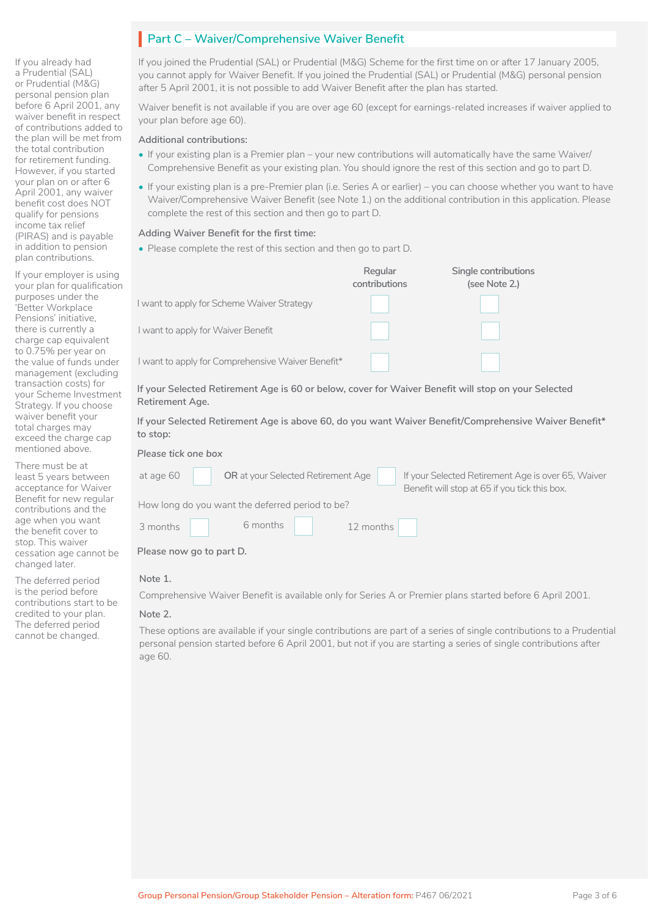## Part C – Waiver/Comprehensive Waiver Benefit

If you joined the Prudential (SAL) or Prudential (M&G) Scheme for the first time on or after 17 January 2005, you cannot apply for Waiver Benefit. If you joined the Prudential (SAL) or Prudential (M&G) personal pension after 5 April 2001, it is not possible to add Waiver Benefit after the plan has started.

Waiver benefit is not available if you are over age 60 (except for earnings-related increases if waiver applied to your plan before age 60).

**Additional contributions:**

- If your existing plan is a Premier plan – your new contributions will automatically have the same Waiver/Comprehensive Benefit as your existing plan. You should ignore the rest of this section and go to part D.
- If your existing plan is a pre-Premier plan (i.e. Series A or earlier) – you can choose whether you want to have Waiver/Comprehensive Waiver Benefit (see Note 1.) on the additional contribution in this application. Please complete the rest of this section and then go to part D.

**Adding Waiver Benefit for the first time:**

- Please complete the rest of this section and then go to part D.

| | Regular contributions | Single contributions (see Note 2.) |
|---|---|---|
| I want to apply for Scheme Waiver Strategy | ☐ | ☐ |
| I want to apply for Waiver Benefit | ☐ | ☐ |
| I want to apply for Comprehensive Waiver Benefit* | ☐ | ☐ |

**If your Selected Retirement Age is 60 or below, cover for Waiver Benefit will stop on your Selected Retirement Age.**

**If your Selected Retirement Age is above 60, do you want Waiver Benefit/Comprehensive Waiver Benefit* to stop:**

*Please tick one box*

at age 60 ☐ **OR** at your Selected Retirement Age ☐ If your Selected Retirement Age is over 65, Waiver Benefit will stop at 65 if you tick this box.

How long do you want the deferred period to be?

3 months ☐ 6 months ☐ 12 months ☐

**Please now go to part D.**

**Note 1.**

Comprehensive Waiver Benefit is available only for Series A or Premier plans started before 6 April 2001.

**Note 2.**

These options are available if your single contributions are part of a series of single contributions to a Prudential personal pension started before 6 April 2001, but not if you are starting a series of single contributions after age 60.

If you already had a Prudential (SAL) or Prudential (M&G) personal pension plan before 6 April 2001, any waiver benefit in respect of contributions added to the plan will be met from the total contribution for retirement funding. However, if you started your plan on or after 6 April 2001, any waiver benefit cost does NOT qualify for pensions income tax relief (PIRAS) and is payable in addition to pension plan contributions.

If your employer is using your plan for qualification purposes under the 'Better Workplace Pensions' initiative, there is currently a charge cap equivalent to 0.75% per year on the value of funds under management (excluding transaction costs) for your Scheme Investment Strategy. If you choose waiver benefit your total charges may exceed the charge cap mentioned above.

There must be at least 5 years between acceptance for Waiver Benefit for new regular contributions and the age when you want the benefit cover to stop. This waiver cessation age cannot be changed later.

The deferred period is the period before contributions start to be credited to your plan. The deferred period cannot be changed.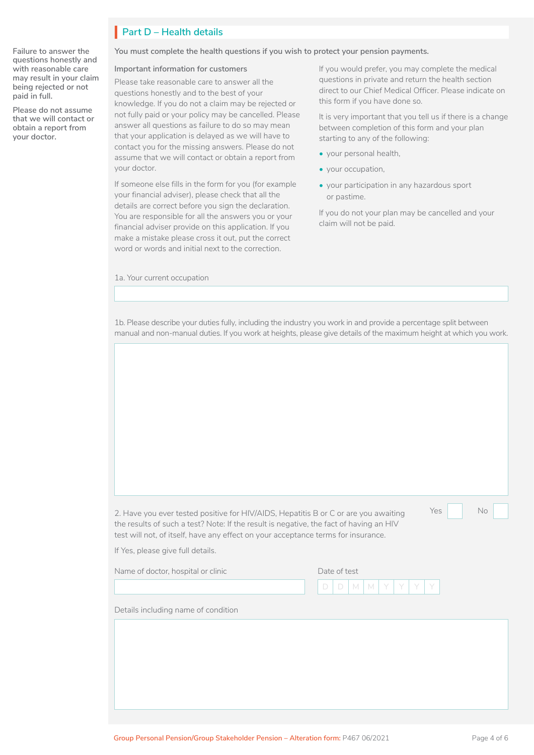## Part D – Health details

**Failure to answer the questions honestly and with reasonable care may result in your claim being rejected or not paid in full.**

**Please do not assume that we will contact or obtain a report from your doctor.**

**You must complete the health questions if you wish to protect your pension payments.**

**Important information for customers**

Please take reasonable care to answer all the questions honestly and to the best of your knowledge. If you do not a claim may be rejected or not fully paid or your policy may be cancelled. Please answer all questions as failure to do so may mean that your application is delayed as we will have to contact you for the missing answers. Please do not assume that we will contact or obtain a report from your doctor.

If someone else fills in the form for you (for example your financial adviser), please check that all the details are correct before you sign the declaration. You are responsible for all the answers you or your financial adviser provide on this application. If you make a mistake please cross it out, put the correct word or words and initial next to the correction.

If you would prefer, you may complete the medical questions in private and return the health section direct to our Chief Medical Officer. Please indicate on this form if you have done so.

It is very important that you tell us if there is a change between completion of this form and your plan starting to any of the following:

- your personal health,
- your occupation,
- your participation in any hazardous sport or pastime.

If you do not your plan may be cancelled and your claim will not be paid.

1a. Your current occupation

1b. Please describe your duties fully, including the industry you work in and provide a percentage split between manual and non-manual duties. If you work at heights, please give details of the maximum height at which you work.

2. Have you ever tested positive for HIV/AIDS, Hepatitis B or C or are you awaiting the results of such a test? Note: If the result is negative, the fact of having an HIV test will not, of itself, have any effect on your acceptance terms for insurance.

Yes ☐ No ☐

If Yes, please give full details.

Name of doctor, hospital or clinic

Date of test D D M M Y Y Y Y

Details including name of condition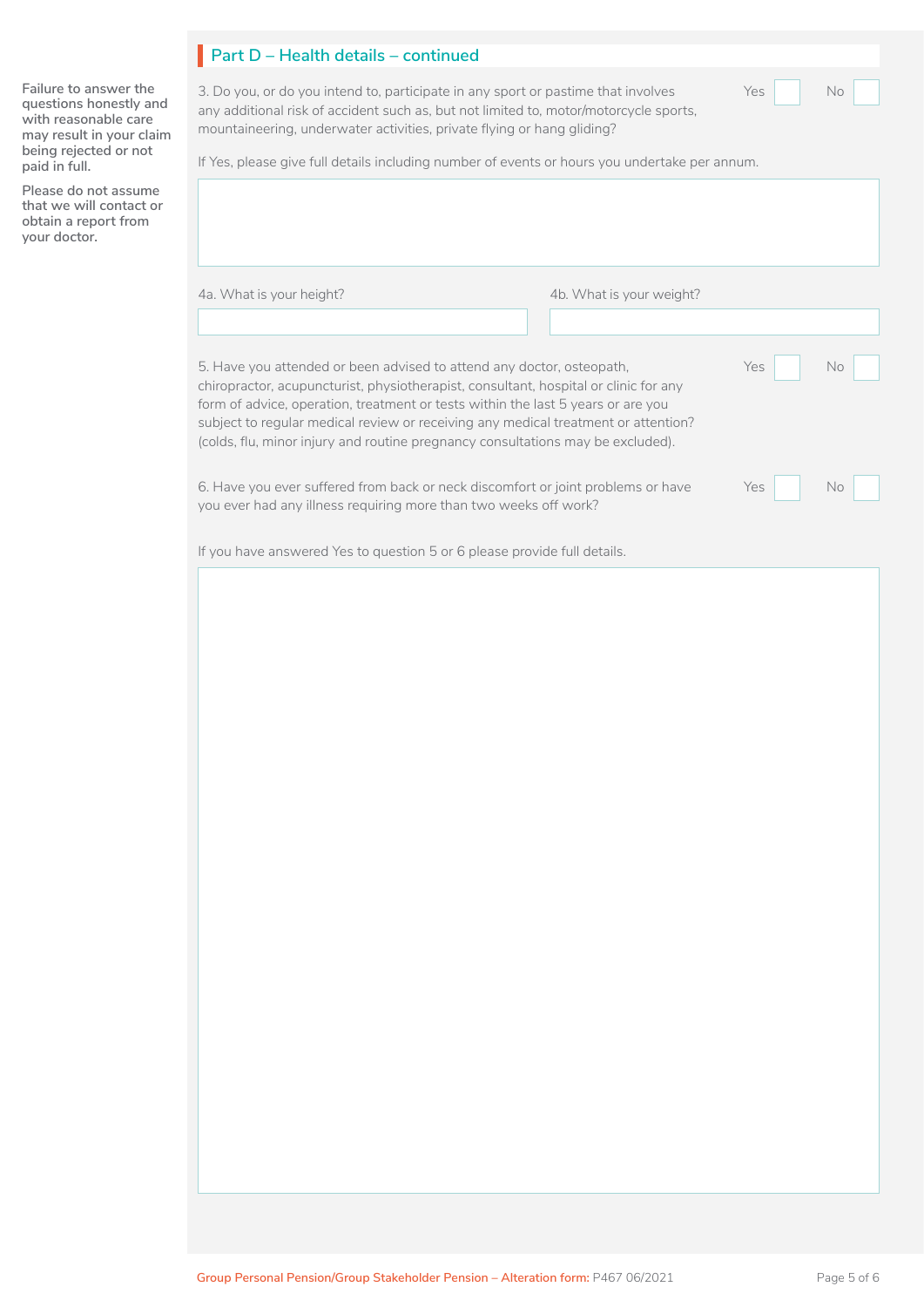## Part D – Health details – continued

**Failure to answer the questions honestly and with reasonable care may result in your claim being rejected or not paid in full.**

**Please do not assume that we will contact or obtain a report from your doctor.**

3. Do you, or do you intend to, participate in any sport or pastime that involves any additional risk of accident such as, but not limited to, motor/motorcycle sports, mountaineering, underwater activities, private flying or hang gliding? Yes ☐ No ☐

If Yes, please give full details including number of events or hours you undertake per annum.

4a. What is your height?

4b. What is your weight?

5. Have you attended or been advised to attend any doctor, osteopath, chiropractor, acupuncturist, physiotherapist, consultant, hospital or clinic for any form of advice, operation, treatment or tests within the last 5 years or are you subject to regular medical review or receiving any medical treatment or attention? (colds, flu, minor injury and routine pregnancy consultations may be excluded). Yes ☐ No ☐

6. Have you ever suffered from back or neck discomfort or joint problems or have you ever had any illness requiring more than two weeks off work? Yes ☐ No ☐

If you have answered Yes to question 5 or 6 please provide full details.

Group Personal Pension/Group Stakeholder Pension – Alteration form: P467 06/2021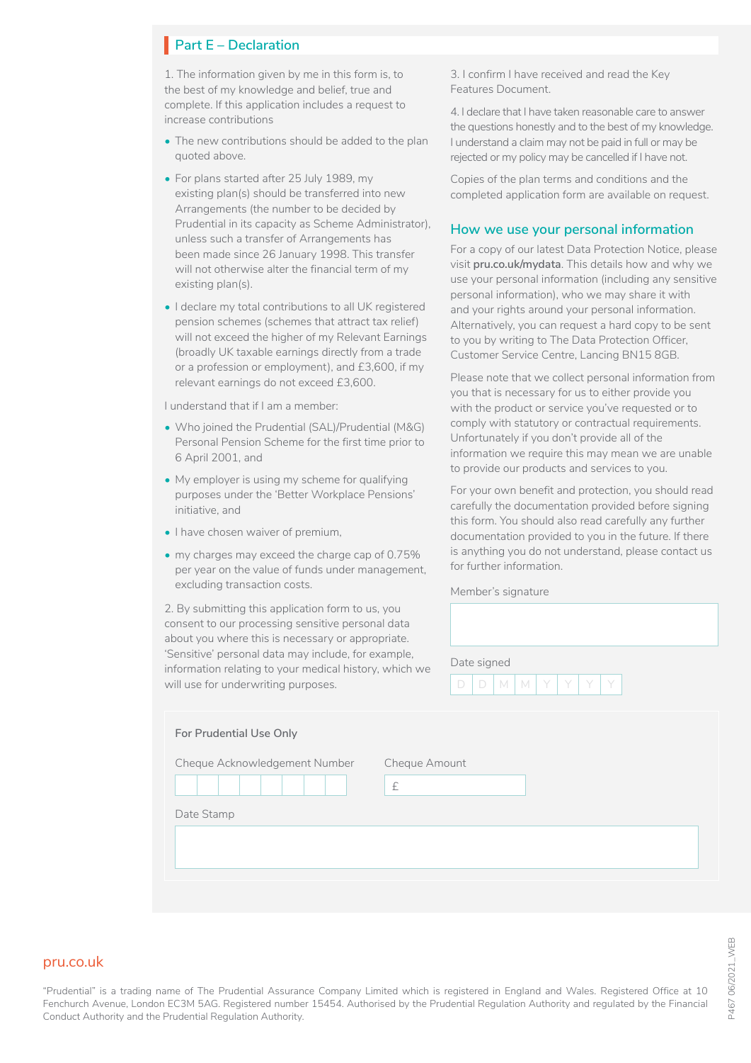## Part E – Declaration

1. The information given by me in this form is, to the best of my knowledge and belief, true and complete. If this application includes a request to increase contributions

- The new contributions should be added to the plan quoted above.
- For plans started after 25 July 1989, my existing plan(s) should be transferred into new Arrangements (the number to be decided by Prudential in its capacity as Scheme Administrator), unless such a transfer of Arrangements has been made since 26 January 1998. This transfer will not otherwise alter the financial term of my existing plan(s).
- I declare my total contributions to all UK registered pension schemes (schemes that attract tax relief) will not exceed the higher of my Relevant Earnings (broadly UK taxable earnings directly from a trade or a profession or employment), and £3,600, if my relevant earnings do not exceed £3,600.

I understand that if I am a member:

- Who joined the Prudential (SAL)/Prudential (M&G) Personal Pension Scheme for the first time prior to 6 April 2001, and
- My employer is using my scheme for qualifying purposes under the 'Better Workplace Pensions' initiative, and
- I have chosen waiver of premium,
- my charges may exceed the charge cap of 0.75% per year on the value of funds under management, excluding transaction costs.

2. By submitting this application form to us, you consent to our processing sensitive personal data about you where this is necessary or appropriate. 'Sensitive' personal data may include, for example, information relating to your medical history, which we will use for underwriting purposes.

3. I confirm I have received and read the Key Features Document.

4. I declare that I have taken reasonable care to answer the questions honestly and to the best of my knowledge. I understand a claim may not be paid in full or may be rejected or my policy may be cancelled if I have not.

Copies of the plan terms and conditions and the completed application form are available on request.

## How we use your personal information

For a copy of our latest Data Protection Notice, please visit **pru.co.uk/mydata**. This details how and why we use your personal information (including any sensitive personal information), who we may share it with and your rights around your personal information. Alternatively, you can request a hard copy to be sent to you by writing to The Data Protection Officer, Customer Service Centre, Lancing BN15 8GB.

Please note that we collect personal information from you that is necessary for us to either provide you with the product or service you've requested or to comply with statutory or contractual requirements. Unfortunately if you don't provide all of the information we require this may mean we are unable to provide our products and services to you.

For your own benefit and protection, you should read carefully the documentation provided before signing this form. You should also read carefully any further documentation provided to you in the future. If there is anything you do not understand, please contact us for further information.

Member's signature

Date signed

D D M M Y Y Y Y

### For Prudential Use Only

Cheque Acknowledgement Number

Cheque Amount

£

Date Stamp

pru.co.uk

"Prudential" is a trading name of The Prudential Assurance Company Limited which is registered in England and Wales. Registered Office at 10 Fenchurch Avenue, London EC3M 5AG. Registered number 15454. Authorised by the Prudential Regulation Authority and regulated by the Financial Conduct Authority and the Prudential Regulation Authority.

P467 06/2021_WEB